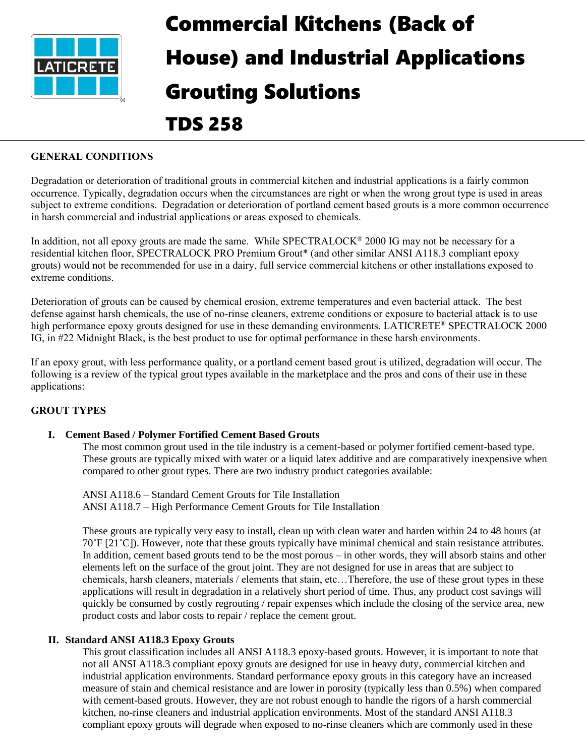# Commercial Kitchens (Back of House) and Industrial Applications Grouting Solutions

# TDS 258

## GENERAL CONDITIONS

Degradation or deterioration of traditional grouts in commercial kitchen and industrial applications is a fairly common occurrence. Typically, degradation occurs when the circumstances are right or when the wrong grout type is used in areas subject to extreme conditions. Degradation or deterioration of portland cement based grouts is a more common occurrence in harsh commercial and industrial applications or areas exposed to chemicals.

In addition, not all epoxy grouts are made the same. While SPECTRALOCK® 2000 IG may not be necessary for a residential kitchen floor, SPECTRALOCK PRO Premium Grout* (and other similar ANSI A118.3 compliant epoxy grouts) would not be recommended for use in a dairy, full service commercial kitchens or other installations exposed to extreme conditions.

Deterioration of grouts can be caused by chemical erosion, extreme temperatures and even bacterial attack. The best defense against harsh chemicals, the use of no-rinse cleaners, extreme conditions or exposure to bacterial attack is to use high performance epoxy grouts designed for use in these demanding environments. LATICRETE® SPECTRALOCK 2000 IG, in #22 Midnight Black, is the best product to use for optimal performance in these harsh environments.

If an epoxy grout, with less performance quality, or a portland cement based grout is utilized, degradation will occur. The following is a review of the typical grout types available in the marketplace and the pros and cons of their use in these applications:

## GROUT TYPES

### I. Cement Based / Polymer Fortified Cement Based Grouts

The most common grout used in the tile industry is a cement-based or polymer fortified cement-based type. These grouts are typically mixed with water or a liquid latex additive and are comparatively inexpensive when compared to other grout types. There are two industry product categories available:

ANSI A118.6 – Standard Cement Grouts for Tile Installation
ANSI A118.7 – High Performance Cement Grouts for Tile Installation

These grouts are typically very easy to install, clean up with clean water and harden within 24 to 48 hours (at 70˚F [21˚C]). However, note that these grouts typically have minimal chemical and stain resistance attributes. In addition, cement based grouts tend to be the most porous – in other words, they will absorb stains and other elements left on the surface of the grout joint. They are not designed for use in areas that are subject to chemicals, harsh cleaners, materials / elements that stain, etc…Therefore, the use of these grout types in these applications will result in degradation in a relatively short period of time. Thus, any product cost savings will quickly be consumed by costly regrouting / repair expenses which include the closing of the service area, new product costs and labor costs to repair / replace the cement grout.

### II. Standard ANSI A118.3 Epoxy Grouts

This grout classification includes all ANSI A118.3 epoxy-based grouts. However, it is important to note that not all ANSI A118.3 compliant epoxy grouts are designed for use in heavy duty, commercial kitchen and industrial application environments. Standard performance epoxy grouts in this category have an increased measure of stain and chemical resistance and are lower in porosity (typically less than 0.5%) when compared with cement-based grouts. However, they are not robust enough to handle the rigors of a harsh commercial kitchen, no-rinse cleaners and industrial application environments. Most of the standard ANSI A118.3 compliant epoxy grouts will degrade when exposed to no-rinse cleaners which are commonly used in these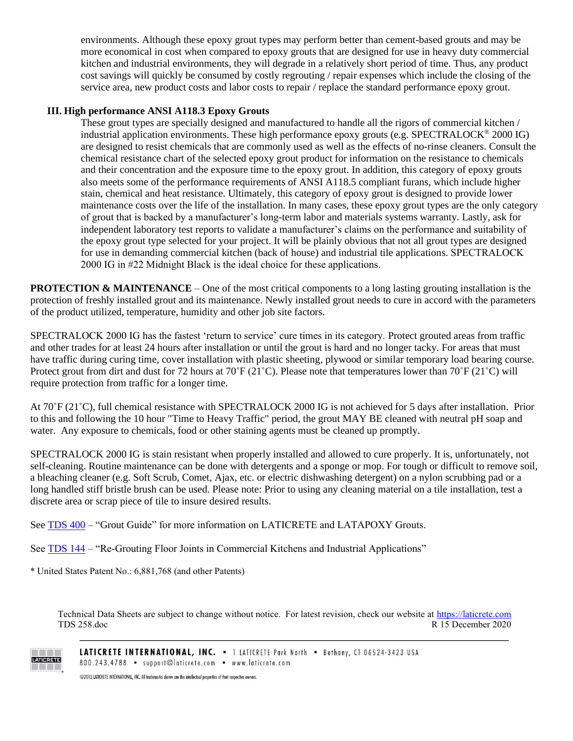environments. Although these epoxy grout types may perform better than cement-based grouts and may be more economical in cost when compared to epoxy grouts that are designed for use in heavy duty commercial kitchen and industrial environments, they will degrade in a relatively short period of time. Thus, any product cost savings will quickly be consumed by costly regrouting / repair expenses which include the closing of the service area, new product costs and labor costs to repair / replace the standard performance epoxy grout.

**III. High performance ANSI A118.3 Epoxy Grouts**

These grout types are specially designed and manufactured to handle all the rigors of commercial kitchen / industrial application environments. These high performance epoxy grouts (e.g. SPECTRALOCK® 2000 IG) are designed to resist chemicals that are commonly used as well as the effects of no-rinse cleaners. Consult the chemical resistance chart of the selected epoxy grout product for information on the resistance to chemicals and their concentration and the exposure time to the epoxy grout. In addition, this category of epoxy grouts also meets some of the performance requirements of ANSI A118.5 compliant furans, which include higher stain, chemical and heat resistance. Ultimately, this category of epoxy grout is designed to provide lower maintenance costs over the life of the installation. In many cases, these epoxy grout types are the only category of grout that is backed by a manufacturer's long-term labor and materials systems warranty. Lastly, ask for independent laboratory test reports to validate a manufacturer's claims on the performance and suitability of the epoxy grout type selected for your project. It will be plainly obvious that not all grout types are designed for use in demanding commercial kitchen (back of house) and industrial tile applications. SPECTRALOCK 2000 IG in #22 Midnight Black is the ideal choice for these applications.

**PROTECTION & MAINTENANCE** – One of the most critical components to a long lasting grouting installation is the protection of freshly installed grout and its maintenance. Newly installed grout needs to cure in accord with the parameters of the product utilized, temperature, humidity and other job site factors.

SPECTRALOCK 2000 IG has the fastest 'return to service' cure times in its category. Protect grouted areas from traffic and other trades for at least 24 hours after installation or until the grout is hard and no longer tacky. For areas that must have traffic during curing time, cover installation with plastic sheeting, plywood or similar temporary load bearing course. Protect grout from dirt and dust for 72 hours at 70˚F (21˚C). Please note that temperatures lower than 70˚F (21˚C) will require protection from traffic for a longer time.

At 70˚F (21˚C), full chemical resistance with SPECTRALOCK 2000 IG is not achieved for 5 days after installation. Prior to this and following the 10 hour "Time to Heavy Traffic" period, the grout MAY BE cleaned with neutral pH soap and water. Any exposure to chemicals, food or other staining agents must be cleaned up promptly.

SPECTRALOCK 2000 IG is stain resistant when properly installed and allowed to cure properly. It is, unfortunately, not self-cleaning. Routine maintenance can be done with detergents and a sponge or mop. For tough or difficult to remove soil, a bleaching cleaner (e.g. Soft Scrub, Comet, Ajax, etc. or electric dishwashing detergent) on a nylon scrubbing pad or a long handled stiff bristle brush can be used. Please note: Prior to using any cleaning material on a tile installation, test a discrete area or scrap piece of tile to insure desired results.

See TDS 400 – "Grout Guide" for more information on LATICRETE and LATAPOXY Grouts.

See TDS 144 – "Re-Grouting Floor Joints in Commercial Kitchens and Industrial Applications"

* United States Patent No.: 6,881,768 (and other Patents)

Technical Data Sheets are subject to change without notice. For latest revision, check our website at https://laticrete.com
TDS 258.doc R 15 December 2020

LATICRETE INTERNATIONAL, INC. ▪ 1 LATICRETE Park North ▪ Bethany, CT 06524-3423 USA
800.243.4788 ▪ support@laticrete.com ▪ www.laticrete.com

©2013 LATICRETE INTERNATIONAL, INC. All trademarks shown are the intellectual properties of their respective owners.